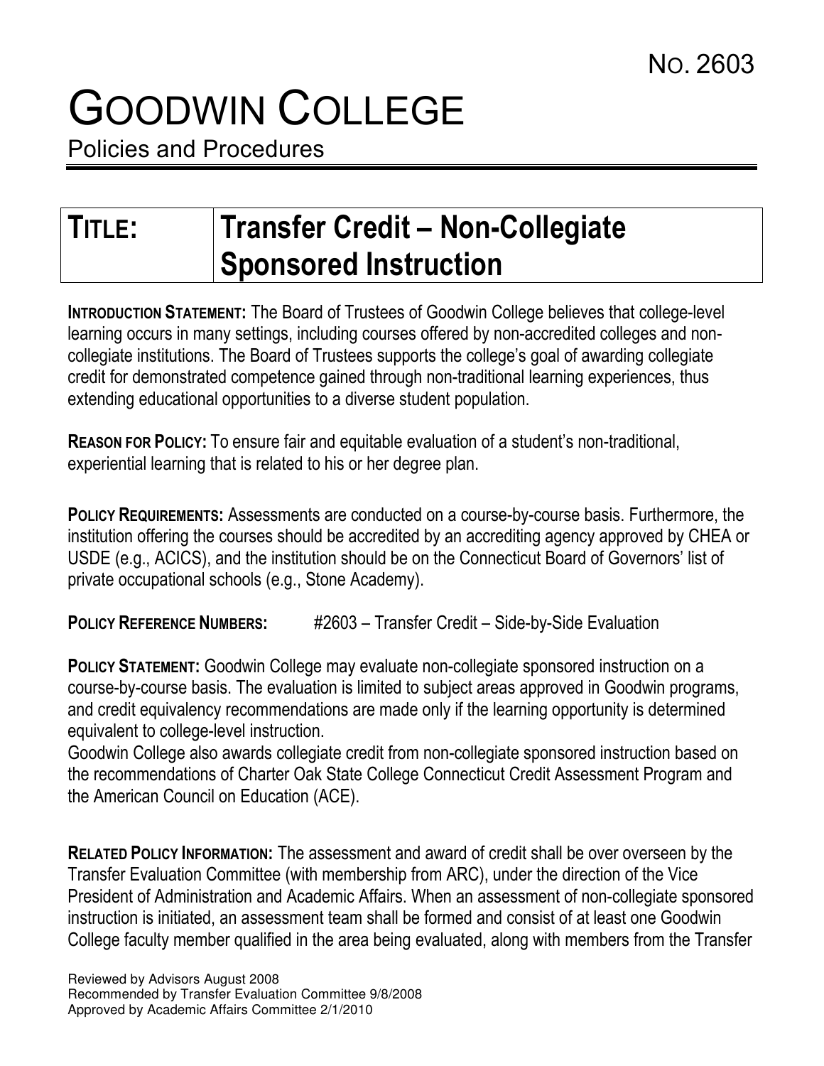NO. 2603

# GOODWIN COLLEGE

Policies and Procedures

| TITLE: | Transfer Credit – Non-Collegiate Sponsored Instruction |
|---|---|

**INTRODUCTION STATEMENT:** The Board of Trustees of Goodwin College believes that college-level learning occurs in many settings, including courses offered by non-accredited colleges and non-collegiate institutions. The Board of Trustees supports the college's goal of awarding collegiate credit for demonstrated competence gained through non-traditional learning experiences, thus extending educational opportunities to a diverse student population.

**REASON FOR POLICY:** To ensure fair and equitable evaluation of a student's non-traditional, experiential learning that is related to his or her degree plan.

**POLICY REQUIREMENTS:** Assessments are conducted on a course-by-course basis. Furthermore, the institution offering the courses should be accredited by an accrediting agency approved by CHEA or USDE (e.g., ACICS), and the institution should be on the Connecticut Board of Governors' list of private occupational schools (e.g., Stone Academy).

**POLICY REFERENCE NUMBERS:** #2603 – Transfer Credit – Side-by-Side Evaluation

**POLICY STATEMENT:** Goodwin College may evaluate non-collegiate sponsored instruction on a course-by-course basis. The evaluation is limited to subject areas approved in Goodwin programs, and credit equivalency recommendations are made only if the learning opportunity is determined equivalent to college-level instruction.
Goodwin College also awards collegiate credit from non-collegiate sponsored instruction based on the recommendations of Charter Oak State College Connecticut Credit Assessment Program and the American Council on Education (ACE).

**RELATED POLICY INFORMATION:** The assessment and award of credit shall be over overseen by the Transfer Evaluation Committee (with membership from ARC), under the direction of the Vice President of Administration and Academic Affairs. When an assessment of non-collegiate sponsored instruction is initiated, an assessment team shall be formed and consist of at least one Goodwin College faculty member qualified in the area being evaluated, along with members from the Transfer

Reviewed by Advisors August 2008
Recommended by Transfer Evaluation Committee 9/8/2008
Approved by Academic Affairs Committee 2/1/2010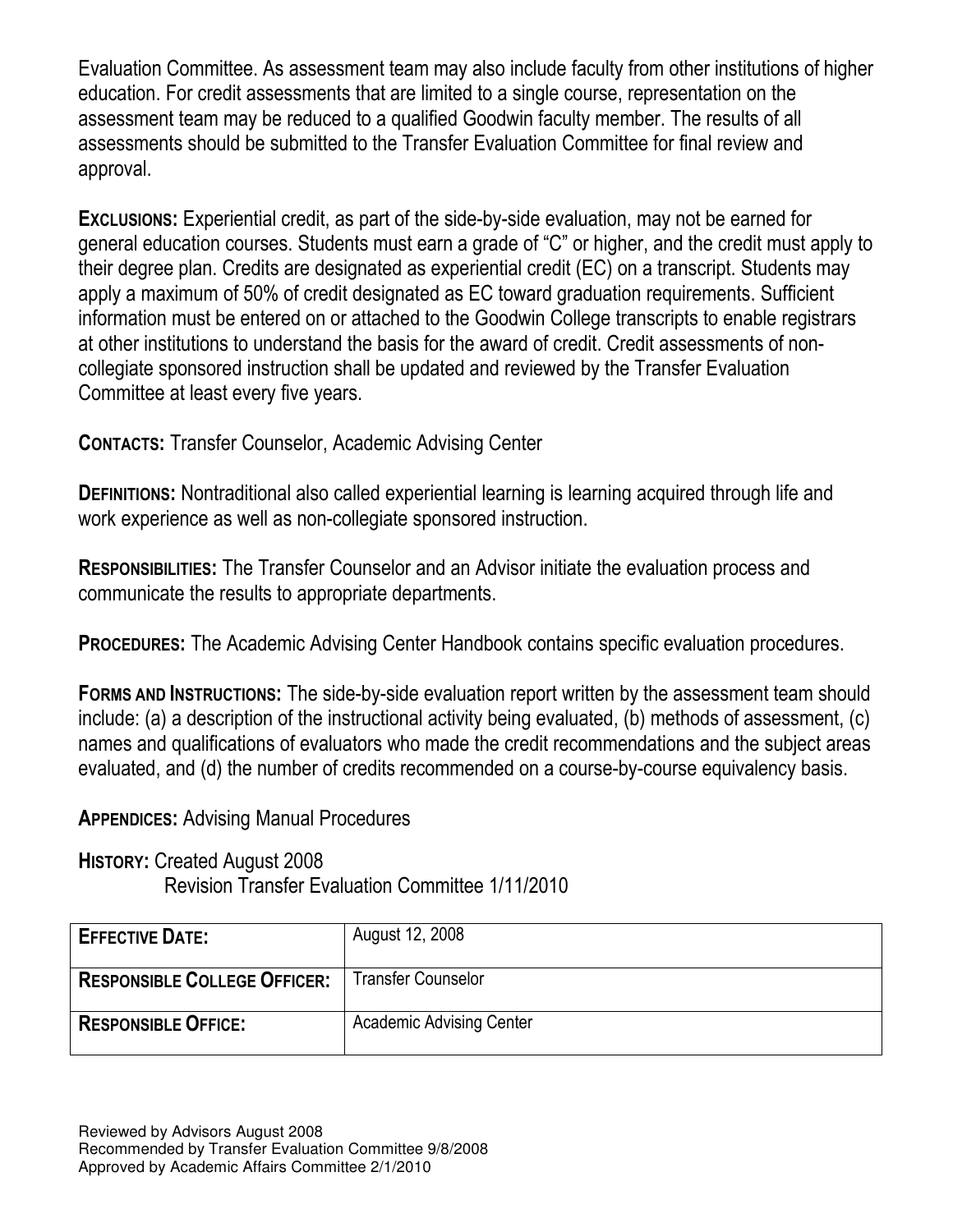Evaluation Committee. As assessment team may also include faculty from other institutions of higher education. For credit assessments that are limited to a single course, representation on the assessment team may be reduced to a qualified Goodwin faculty member. The results of all assessments should be submitted to the Transfer Evaluation Committee for final review and approval.

**EXCLUSIONS:** Experiential credit, as part of the side-by-side evaluation, may not be earned for general education courses. Students must earn a grade of "C" or higher, and the credit must apply to their degree plan. Credits are designated as experiential credit (EC) on a transcript. Students may apply a maximum of 50% of credit designated as EC toward graduation requirements. Sufficient information must be entered on or attached to the Goodwin College transcripts to enable registrars at other institutions to understand the basis for the award of credit. Credit assessments of non-collegiate sponsored instruction shall be updated and reviewed by the Transfer Evaluation Committee at least every five years.

**CONTACTS:** Transfer Counselor, Academic Advising Center

**DEFINITIONS:** Nontraditional also called experiential learning is learning acquired through life and work experience as well as non-collegiate sponsored instruction.

**RESPONSIBILITIES:** The Transfer Counselor and an Advisor initiate the evaluation process and communicate the results to appropriate departments.

**PROCEDURES:** The Academic Advising Center Handbook contains specific evaluation procedures.

**FORMS AND INSTRUCTIONS:** The side-by-side evaluation report written by the assessment team should include: (a) a description of the instructional activity being evaluated, (b) methods of assessment, (c) names and qualifications of evaluators who made the credit recommendations and the subject areas evaluated, and (d) the number of credits recommended on a course-by-course equivalency basis.

**APPENDICES:** Advising Manual Procedures

**HISTORY:** Created August 2008
Revision Transfer Evaluation Committee 1/11/2010

| | |
|---|---|
| **EFFECTIVE DATE:** | August 12, 2008 |
| **RESPONSIBLE COLLEGE OFFICER:** | Transfer Counselor |
| **RESPONSIBLE OFFICE:** | Academic Advising Center |

Reviewed by Advisors August 2008
Recommended by Transfer Evaluation Committee 9/8/2008
Approved by Academic Affairs Committee 2/1/2010